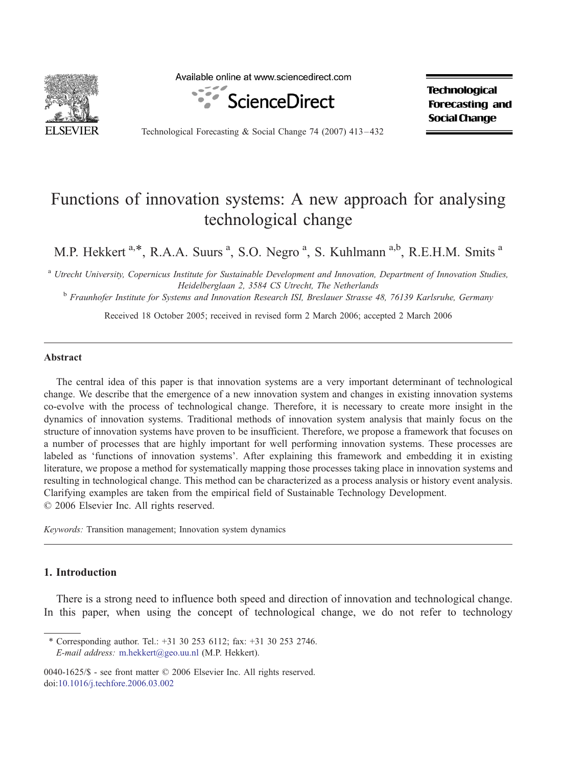# Functions of innovation systems: A new approach for analysing technological change

M.P. Hekkert [a,*], R.A.A. Suurs [a], S.O. Negro [a], S. Kuhlmann [a,b], R.E.H.M. Smits [a]

[a] *Utrecht University, Copernicus Institute for Sustainable Development and Innovation, Department of Innovation Studies, Heidelberglaan 2, 3584 CS Utrecht, The Netherlands*

[b] *Fraunhofer Institute for Systems and Innovation Research ISI, Breslauer Strasse 48, 76139 Karlsruhe, Germany*

Received 18 October 2005; received in revised form 2 March 2006; accepted 2 March 2006

## Abstract

The central idea of this paper is that innovation systems are a very important determinant of technological change. We describe that the emergence of a new innovation system and changes in existing innovation systems co-evolve with the process of technological change. Therefore, it is necessary to create more insight in the dynamics of innovation systems. Traditional methods of innovation system analysis that mainly focus on the structure of innovation systems have proven to be insufficient. Therefore, we propose a framework that focuses on a number of processes that are highly important for well performing innovation systems. These processes are labeled as 'functions of innovation systems'. After explaining this framework and embedding it in existing literature, we propose a method for systematically mapping those processes taking place in innovation systems and resulting in technological change. This method can be characterized as a process analysis or history event analysis. Clarifying examples are taken from the empirical field of Sustainable Technology Development.
© 2006 Elsevier Inc. All rights reserved.

*Keywords:* Transition management; Innovation system dynamics

## 1. Introduction

There is a strong need to influence both speed and direction of innovation and technological change. In this paper, when using the concept of technological change, we do not refer to technology

* Corresponding author. Tel.: +31 30 253 6112; fax: +31 30 253 2746.
*E-mail address:* m.hekkert@geo.uu.nl (M.P. Hekkert).

0040-1625/$ - see front matter © 2006 Elsevier Inc. All rights reserved.
doi:10.1016/j.techfore.2006.03.002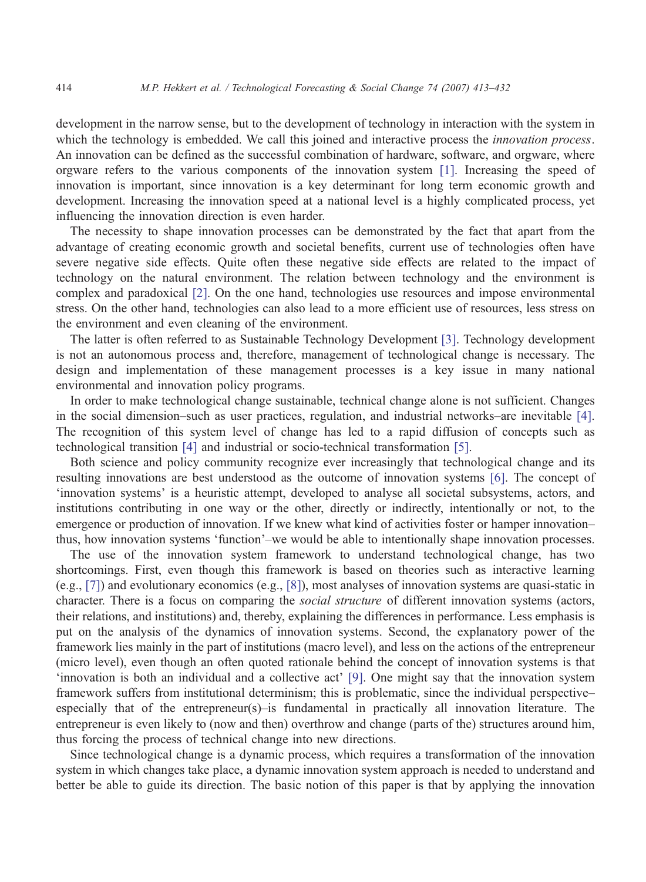development in the narrow sense, but to the development of technology in interaction with the system in which the technology is embedded. We call this joined and interactive process the *innovation process*. An innovation can be defined as the successful combination of hardware, software, and orgware, where orgware refers to the various components of the innovation system [1]. Increasing the speed of innovation is important, since innovation is a key determinant for long term economic growth and development. Increasing the innovation speed at a national level is a highly complicated process, yet influencing the innovation direction is even harder.

The necessity to shape innovation processes can be demonstrated by the fact that apart from the advantage of creating economic growth and societal benefits, current use of technologies often have severe negative side effects. Quite often these negative side effects are related to the impact of technology on the natural environment. The relation between technology and the environment is complex and paradoxical [2]. On the one hand, technologies use resources and impose environmental stress. On the other hand, technologies can also lead to a more efficient use of resources, less stress on the environment and even cleaning of the environment.

The latter is often referred to as Sustainable Technology Development [3]. Technology development is not an autonomous process and, therefore, management of technological change is necessary. The design and implementation of these management processes is a key issue in many national environmental and innovation policy programs.

In order to make technological change sustainable, technical change alone is not sufficient. Changes in the social dimension–such as user practices, regulation, and industrial networks–are inevitable [4]. The recognition of this system level of change has led to a rapid diffusion of concepts such as technological transition [4] and industrial or socio-technical transformation [5].

Both science and policy community recognize ever increasingly that technological change and its resulting innovations are best understood as the outcome of innovation systems [6]. The concept of 'innovation systems' is a heuristic attempt, developed to analyse all societal subsystems, actors, and institutions contributing in one way or the other, directly or indirectly, intentionally or not, to the emergence or production of innovation. If we knew what kind of activities foster or hamper innovation–thus, how innovation systems 'function'–we would be able to intentionally shape innovation processes.

The use of the innovation system framework to understand technological change, has two shortcomings. First, even though this framework is based on theories such as interactive learning (e.g., [7]) and evolutionary economics (e.g., [8]), most analyses of innovation systems are quasi-static in character. There is a focus on comparing the *social structure* of different innovation systems (actors, their relations, and institutions) and, thereby, explaining the differences in performance. Less emphasis is put on the analysis of the dynamics of innovation systems. Second, the explanatory power of the framework lies mainly in the part of institutions (macro level), and less on the actions of the entrepreneur (micro level), even though an often quoted rationale behind the concept of innovation systems is that 'innovation is both an individual and a collective act' [9]. One might say that the innovation system framework suffers from institutional determinism; this is problematic, since the individual perspective–especially that of the entrepreneur(s)–is fundamental in practically all innovation literature. The entrepreneur is even likely to (now and then) overthrow and change (parts of the) structures around him, thus forcing the process of technical change into new directions.

Since technological change is a dynamic process, which requires a transformation of the innovation system in which changes take place, a dynamic innovation system approach is needed to understand and better be able to guide its direction. The basic notion of this paper is that by applying the innovation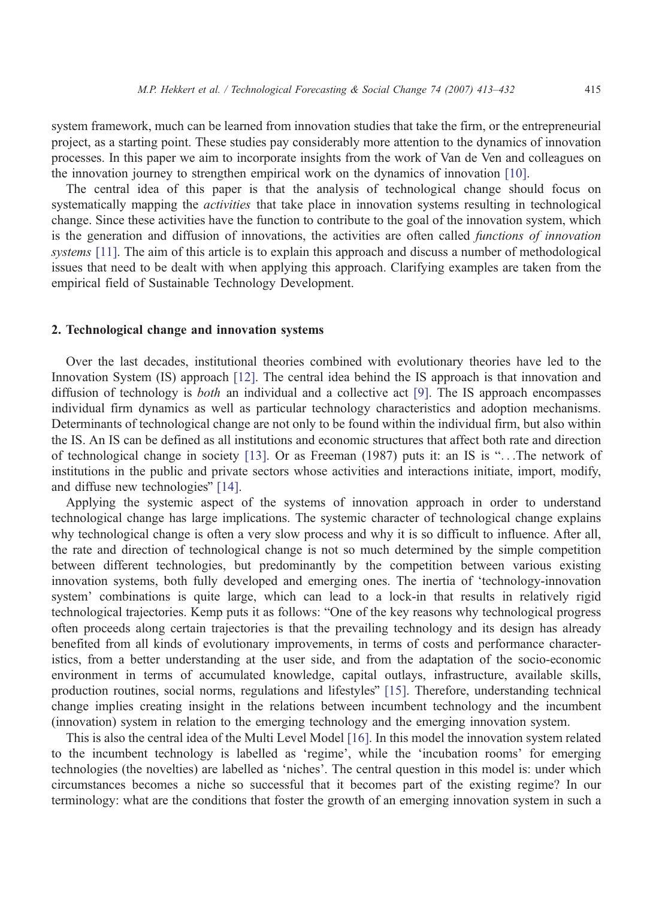system framework, much can be learned from innovation studies that take the firm, or the entrepreneurial project, as a starting point. These studies pay considerably more attention to the dynamics of innovation processes. In this paper we aim to incorporate insights from the work of Van de Ven and colleagues on the innovation journey to strengthen empirical work on the dynamics of innovation [10].

The central idea of this paper is that the analysis of technological change should focus on systematically mapping the *activities* that take place in innovation systems resulting in technological change. Since these activities have the function to contribute to the goal of the innovation system, which is the generation and diffusion of innovations, the activities are often called *functions of innovation systems* [11]. The aim of this article is to explain this approach and discuss a number of methodological issues that need to be dealt with when applying this approach. Clarifying examples are taken from the empirical field of Sustainable Technology Development.

## 2. Technological change and innovation systems

Over the last decades, institutional theories combined with evolutionary theories have led to the Innovation System (IS) approach [12]. The central idea behind the IS approach is that innovation and diffusion of technology is *both* an individual and a collective act [9]. The IS approach encompasses individual firm dynamics as well as particular technology characteristics and adoption mechanisms. Determinants of technological change are not only to be found within the individual firm, but also within the IS. An IS can be defined as all institutions and economic structures that affect both rate and direction of technological change in society [13]. Or as Freeman (1987) puts it: an IS is "…The network of institutions in the public and private sectors whose activities and interactions initiate, import, modify, and diffuse new technologies" [14].

Applying the systemic aspect of the systems of innovation approach in order to understand technological change has large implications. The systemic character of technological change explains why technological change is often a very slow process and why it is so difficult to influence. After all, the rate and direction of technological change is not so much determined by the simple competition between different technologies, but predominantly by the competition between various existing innovation systems, both fully developed and emerging ones. The inertia of 'technology-innovation system' combinations is quite large, which can lead to a lock-in that results in relatively rigid technological trajectories. Kemp puts it as follows: "One of the key reasons why technological progress often proceeds along certain trajectories is that the prevailing technology and its design has already benefited from all kinds of evolutionary improvements, in terms of costs and performance characteristics, from a better understanding at the user side, and from the adaptation of the socio-economic environment in terms of accumulated knowledge, capital outlays, infrastructure, available skills, production routines, social norms, regulations and lifestyles" [15]. Therefore, understanding technical change implies creating insight in the relations between incumbent technology and the incumbent (innovation) system in relation to the emerging technology and the emerging innovation system.

This is also the central idea of the Multi Level Model [16]. In this model the innovation system related to the incumbent technology is labelled as 'regime', while the 'incubation rooms' for emerging technologies (the novelties) are labelled as 'niches'. The central question in this model is: under which circumstances becomes a niche so successful that it becomes part of the existing regime? In our terminology: what are the conditions that foster the growth of an emerging innovation system in such a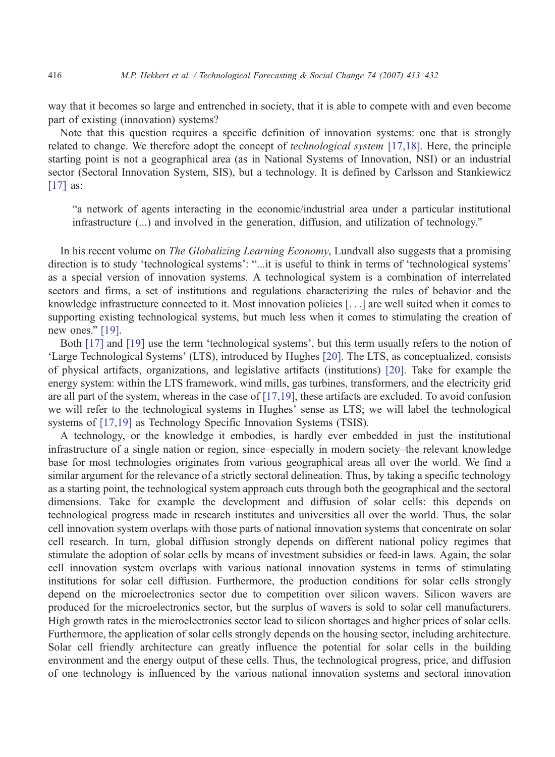way that it becomes so large and entrenched in society, that it is able to compete with and even become part of existing (innovation) systems?

Note that this question requires a specific definition of innovation systems: one that is strongly related to change. We therefore adopt the concept of *technological system* [17,18]. Here, the principle starting point is not a geographical area (as in National Systems of Innovation, NSI) or an industrial sector (Sectoral Innovation System, SIS), but a technology. It is defined by Carlsson and Stankiewicz [17] as:

> "a network of agents interacting in the economic/industrial area under a particular institutional infrastructure (...) and involved in the generation, diffusion, and utilization of technology."

In his recent volume on *The Globalizing Learning Economy*, Lundvall also suggests that a promising direction is to study 'technological systems': "...it is useful to think in terms of 'technological systems' as a special version of innovation systems. A technological system is a combination of interrelated sectors and firms, a set of institutions and regulations characterizing the rules of behavior and the knowledge infrastructure connected to it. Most innovation policies [. . .] are well suited when it comes to supporting existing technological systems, but much less when it comes to stimulating the creation of new ones." [19].

Both [17] and [19] use the term 'technological systems', but this term usually refers to the notion of 'Large Technological Systems' (LTS), introduced by Hughes [20]. The LTS, as conceptualized, consists of physical artifacts, organizations, and legislative artifacts (institutions) [20]. Take for example the energy system: within the LTS framework, wind mills, gas turbines, transformers, and the electricity grid are all part of the system, whereas in the case of [17,19], these artifacts are excluded. To avoid confusion we will refer to the technological systems in Hughes' sense as LTS; we will label the technological systems of [17,19] as Technology Specific Innovation Systems (TSIS).

A technology, or the knowledge it embodies, is hardly ever embedded in just the institutional infrastructure of a single nation or region, since–especially in modern society–the relevant knowledge base for most technologies originates from various geographical areas all over the world. We find a similar argument for the relevance of a strictly sectoral delineation. Thus, by taking a specific technology as a starting point, the technological system approach cuts through both the geographical and the sectoral dimensions. Take for example the development and diffusion of solar cells: this depends on technological progress made in research institutes and universities all over the world. Thus, the solar cell innovation system overlaps with those parts of national innovation systems that concentrate on solar cell research. In turn, global diffusion strongly depends on different national policy regimes that stimulate the adoption of solar cells by means of investment subsidies or feed-in laws. Again, the solar cell innovation system overlaps with various national innovation systems in terms of stimulating institutions for solar cell diffusion. Furthermore, the production conditions for solar cells strongly depend on the microelectronics sector due to competition over silicon wavers. Silicon wavers are produced for the microelectronics sector, but the surplus of wavers is sold to solar cell manufacturers. High growth rates in the microelectronics sector lead to silicon shortages and higher prices of solar cells. Furthermore, the application of solar cells strongly depends on the housing sector, including architecture. Solar cell friendly architecture can greatly influence the potential for solar cells in the building environment and the energy output of these cells. Thus, the technological progress, price, and diffusion of one technology is influenced by the various national innovation systems and sectoral innovation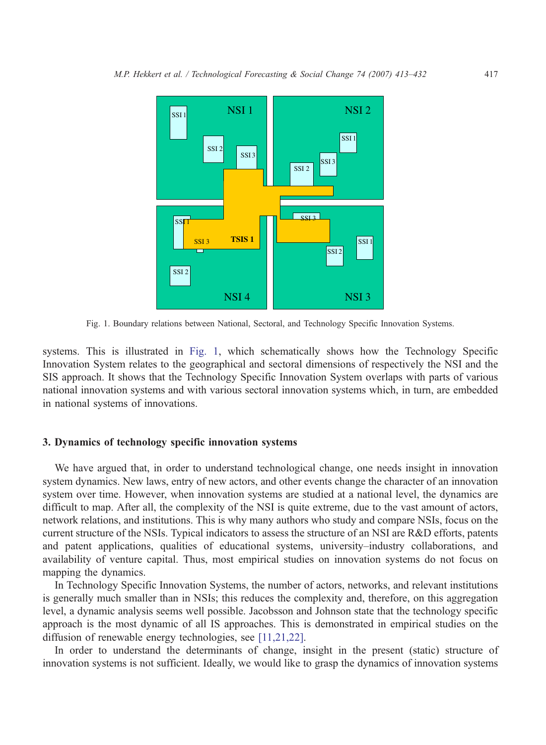NSI 1

SSI 1

SSI 2

SSI 3

NSI 2

SSI 1

SSI 3

SSI 2

SSI 1

SSI 3

TSIS 1

SSI 2

NSI 4

SSI 3

SSI 1

SSI 2

NSI 3

Fig. 1. Boundary relations between National, Sectoral, and Technology Specific Innovation Systems.

systems. This is illustrated in Fig. 1, which schematically shows how the Technology Specific Innovation System relates to the geographical and sectoral dimensions of respectively the NSI and the SIS approach. It shows that the Technology Specific Innovation System overlaps with parts of various national innovation systems and with various sectoral innovation systems which, in turn, are embedded in national systems of innovations.

## 3. Dynamics of technology specific innovation systems

We have argued that, in order to understand technological change, one needs insight in innovation system dynamics. New laws, entry of new actors, and other events change the character of an innovation system over time. However, when innovation systems are studied at a national level, the dynamics are difficult to map. After all, the complexity of the NSI is quite extreme, due to the vast amount of actors, network relations, and institutions. This is why many authors who study and compare NSIs, focus on the current structure of the NSIs. Typical indicators to assess the structure of an NSI are R&D efforts, patents and patent applications, qualities of educational systems, university–industry collaborations, and availability of venture capital. Thus, most empirical studies on innovation systems do not focus on mapping the dynamics.

In Technology Specific Innovation Systems, the number of actors, networks, and relevant institutions is generally much smaller than in NSIs; this reduces the complexity and, therefore, on this aggregation level, a dynamic analysis seems well possible. Jacobsson and Johnson state that the technology specific approach is the most dynamic of all IS approaches. This is demonstrated in empirical studies on the diffusion of renewable energy technologies, see [11,21,22].

In order to understand the determinants of change, insight in the present (static) structure of innovation systems is not sufficient. Ideally, we would like to grasp the dynamics of innovation systems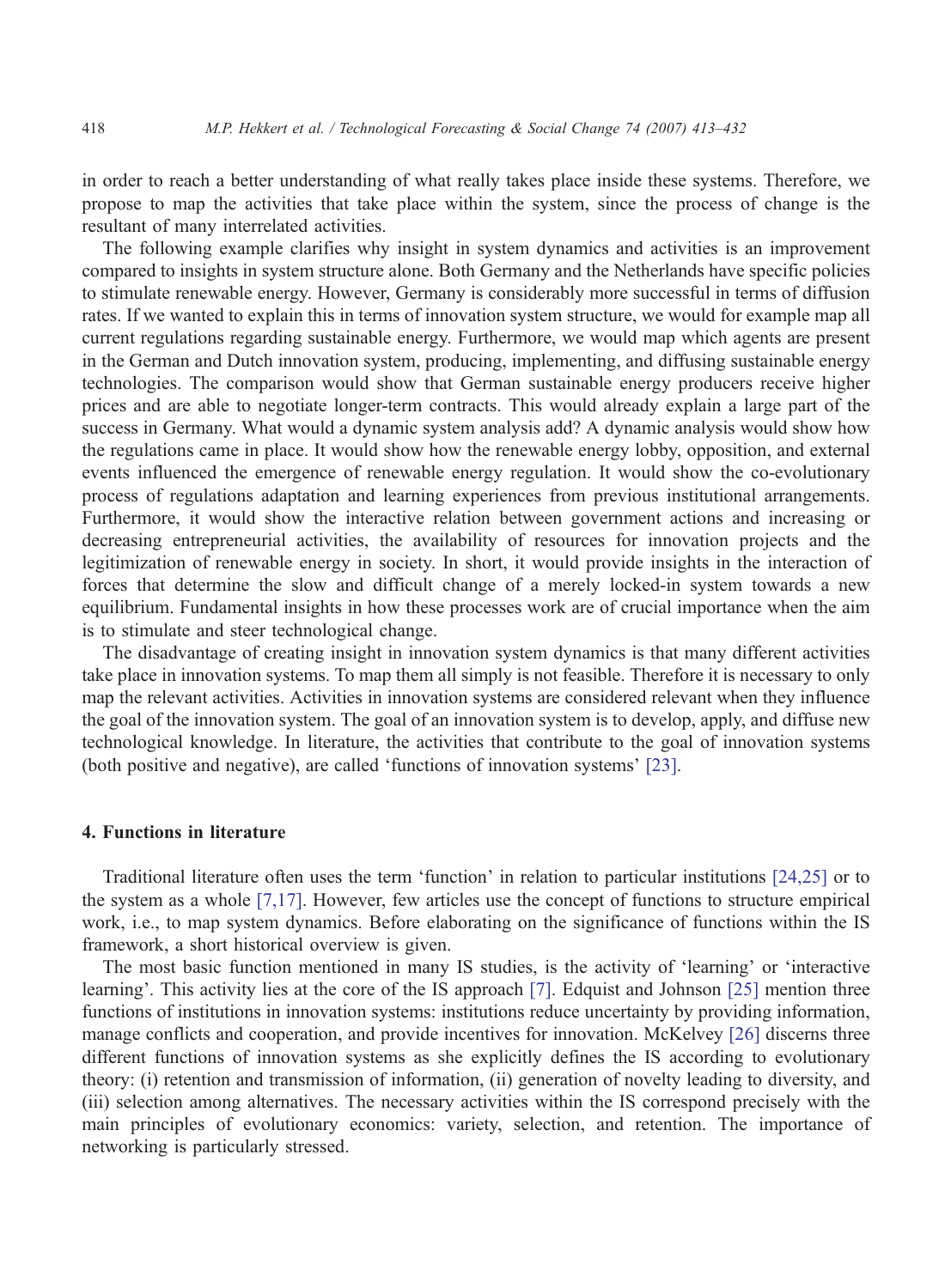in order to reach a better understanding of what really takes place inside these systems. Therefore, we propose to map the activities that take place within the system, since the process of change is the resultant of many interrelated activities.

The following example clarifies why insight in system dynamics and activities is an improvement compared to insights in system structure alone. Both Germany and the Netherlands have specific policies to stimulate renewable energy. However, Germany is considerably more successful in terms of diffusion rates. If we wanted to explain this in terms of innovation system structure, we would for example map all current regulations regarding sustainable energy. Furthermore, we would map which agents are present in the German and Dutch innovation system, producing, implementing, and diffusing sustainable energy technologies. The comparison would show that German sustainable energy producers receive higher prices and are able to negotiate longer-term contracts. This would already explain a large part of the success in Germany. What would a dynamic system analysis add? A dynamic analysis would show how the regulations came in place. It would show how the renewable energy lobby, opposition, and external events influenced the emergence of renewable energy regulation. It would show the co-evolutionary process of regulations adaptation and learning experiences from previous institutional arrangements. Furthermore, it would show the interactive relation between government actions and increasing or decreasing entrepreneurial activities, the availability of resources for innovation projects and the legitimization of renewable energy in society. In short, it would provide insights in the interaction of forces that determine the slow and difficult change of a merely locked-in system towards a new equilibrium. Fundamental insights in how these processes work are of crucial importance when the aim is to stimulate and steer technological change.

The disadvantage of creating insight in innovation system dynamics is that many different activities take place in innovation systems. To map them all simply is not feasible. Therefore it is necessary to only map the relevant activities. Activities in innovation systems are considered relevant when they influence the goal of the innovation system. The goal of an innovation system is to develop, apply, and diffuse new technological knowledge. In literature, the activities that contribute to the goal of innovation systems (both positive and negative), are called 'functions of innovation systems' [23].

## 4. Functions in literature

Traditional literature often uses the term 'function' in relation to particular institutions [24,25] or to the system as a whole [7,17]. However, few articles use the concept of functions to structure empirical work, i.e., to map system dynamics. Before elaborating on the significance of functions within the IS framework, a short historical overview is given.

The most basic function mentioned in many IS studies, is the activity of 'learning' or 'interactive learning'. This activity lies at the core of the IS approach [7]. Edquist and Johnson [25] mention three functions of institutions in innovation systems: institutions reduce uncertainty by providing information, manage conflicts and cooperation, and provide incentives for innovation. McKelvey [26] discerns three different functions of innovation systems as she explicitly defines the IS according to evolutionary theory: (i) retention and transmission of information, (ii) generation of novelty leading to diversity, and (iii) selection among alternatives. The necessary activities within the IS correspond precisely with the main principles of evolutionary economics: variety, selection, and retention. The importance of networking is particularly stressed.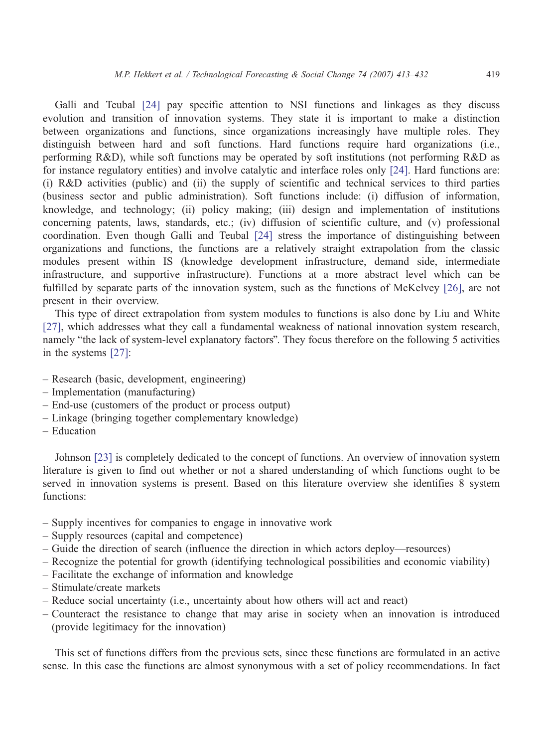Galli and Teubal [24] pay specific attention to NSI functions and linkages as they discuss evolution and transition of innovation systems. They state it is important to make a distinction between organizations and functions, since organizations increasingly have multiple roles. They distinguish between hard and soft functions. Hard functions require hard organizations (i.e., performing R&D), while soft functions may be operated by soft institutions (not performing R&D as for instance regulatory entities) and involve catalytic and interface roles only [24]. Hard functions are: (i) R&D activities (public) and (ii) the supply of scientific and technical services to third parties (business sector and public administration). Soft functions include: (i) diffusion of information, knowledge, and technology; (ii) policy making; (iii) design and implementation of institutions concerning patents, laws, standards, etc.; (iv) diffusion of scientific culture, and (v) professional coordination. Even though Galli and Teubal [24] stress the importance of distinguishing between organizations and functions, the functions are a relatively straight extrapolation from the classic modules present within IS (knowledge development infrastructure, demand side, intermediate infrastructure, and supportive infrastructure). Functions at a more abstract level which can be fulfilled by separate parts of the innovation system, such as the functions of McKelvey [26], are not present in their overview.

This type of direct extrapolation from system modules to functions is also done by Liu and White [27], which addresses what they call a fundamental weakness of national innovation system research, namely "the lack of system-level explanatory factors". They focus therefore on the following 5 activities in the systems [27]:

- Research (basic, development, engineering)
- Implementation (manufacturing)
- End-use (customers of the product or process output)
- Linkage (bringing together complementary knowledge)
- Education

Johnson [23] is completely dedicated to the concept of functions. An overview of innovation system literature is given to find out whether or not a shared understanding of which functions ought to be served in innovation systems is present. Based on this literature overview she identifies 8 system functions:

- Supply incentives for companies to engage in innovative work
- Supply resources (capital and competence)
- Guide the direction of search (influence the direction in which actors deploy—resources)
- Recognize the potential for growth (identifying technological possibilities and economic viability)
- Facilitate the exchange of information and knowledge
- Stimulate/create markets
- Reduce social uncertainty (i.e., uncertainty about how others will act and react)
- Counteract the resistance to change that may arise in society when an innovation is introduced (provide legitimacy for the innovation)

This set of functions differs from the previous sets, since these functions are formulated in an active sense. In this case the functions are almost synonymous with a set of policy recommendations. In fact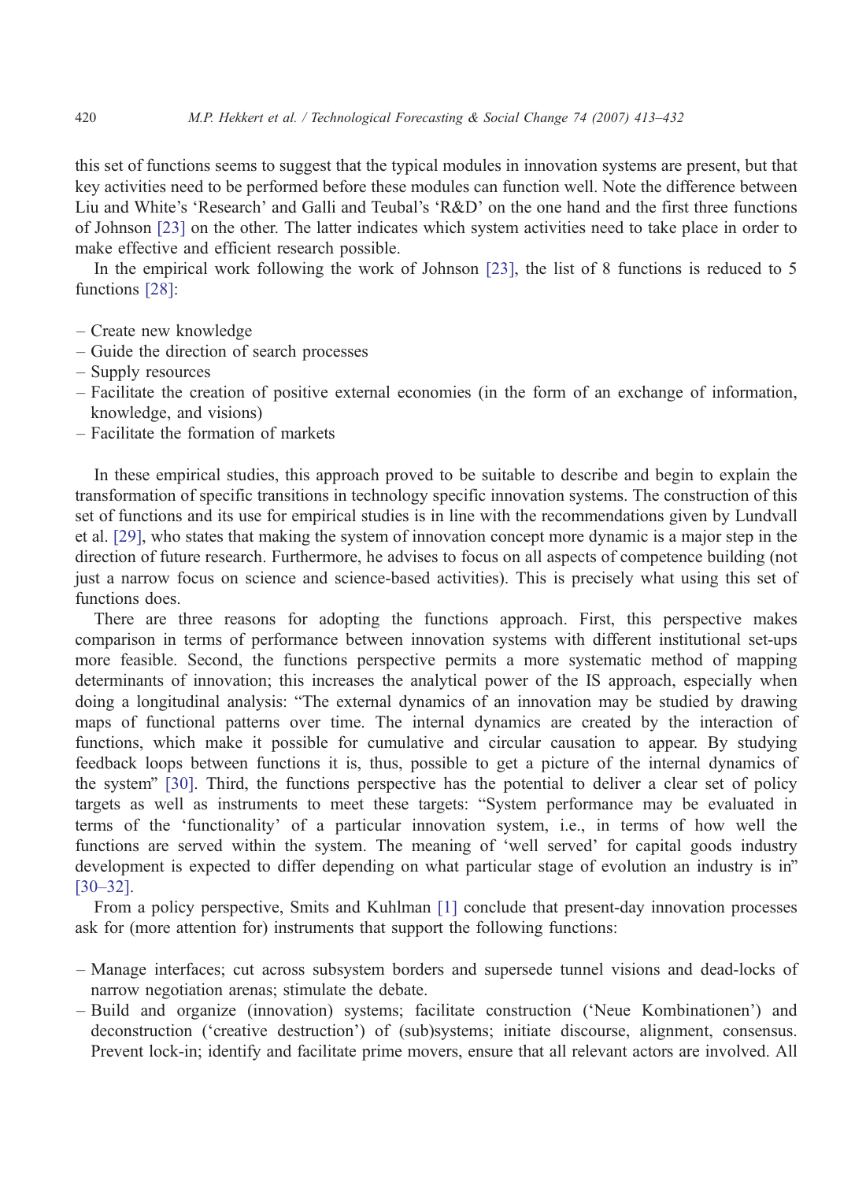this set of functions seems to suggest that the typical modules in innovation systems are present, but that key activities need to be performed before these modules can function well. Note the difference between Liu and White's 'Research' and Galli and Teubal's 'R&D' on the one hand and the first three functions of Johnson [23] on the other. The latter indicates which system activities need to take place in order to make effective and efficient research possible.

In the empirical work following the work of Johnson [23], the list of 8 functions is reduced to 5 functions [28]:

- Create new knowledge
- Guide the direction of search processes
- Supply resources
- Facilitate the creation of positive external economies (in the form of an exchange of information, knowledge, and visions)
- Facilitate the formation of markets

In these empirical studies, this approach proved to be suitable to describe and begin to explain the transformation of specific transitions in technology specific innovation systems. The construction of this set of functions and its use for empirical studies is in line with the recommendations given by Lundvall et al. [29], who states that making the system of innovation concept more dynamic is a major step in the direction of future research. Furthermore, he advises to focus on all aspects of competence building (not just a narrow focus on science and science-based activities). This is precisely what using this set of functions does.

There are three reasons for adopting the functions approach. First, this perspective makes comparison in terms of performance between innovation systems with different institutional set-ups more feasible. Second, the functions perspective permits a more systematic method of mapping determinants of innovation; this increases the analytical power of the IS approach, especially when doing a longitudinal analysis: "The external dynamics of an innovation may be studied by drawing maps of functional patterns over time. The internal dynamics are created by the interaction of functions, which make it possible for cumulative and circular causation to appear. By studying feedback loops between functions it is, thus, possible to get a picture of the internal dynamics of the system" [30]. Third, the functions perspective has the potential to deliver a clear set of policy targets as well as instruments to meet these targets: "System performance may be evaluated in terms of the 'functionality' of a particular innovation system, i.e., in terms of how well the functions are served within the system. The meaning of 'well served' for capital goods industry development is expected to differ depending on what particular stage of evolution an industry is in" [30–32].

From a policy perspective, Smits and Kuhlman [1] conclude that present-day innovation processes ask for (more attention for) instruments that support the following functions:

- Manage interfaces; cut across subsystem borders and supersede tunnel visions and dead-locks of narrow negotiation arenas; stimulate the debate.
- Build and organize (innovation) systems; facilitate construction ('Neue Kombinationen') and deconstruction ('creative destruction') of (sub)systems; initiate discourse, alignment, consensus. Prevent lock-in; identify and facilitate prime movers, ensure that all relevant actors are involved. All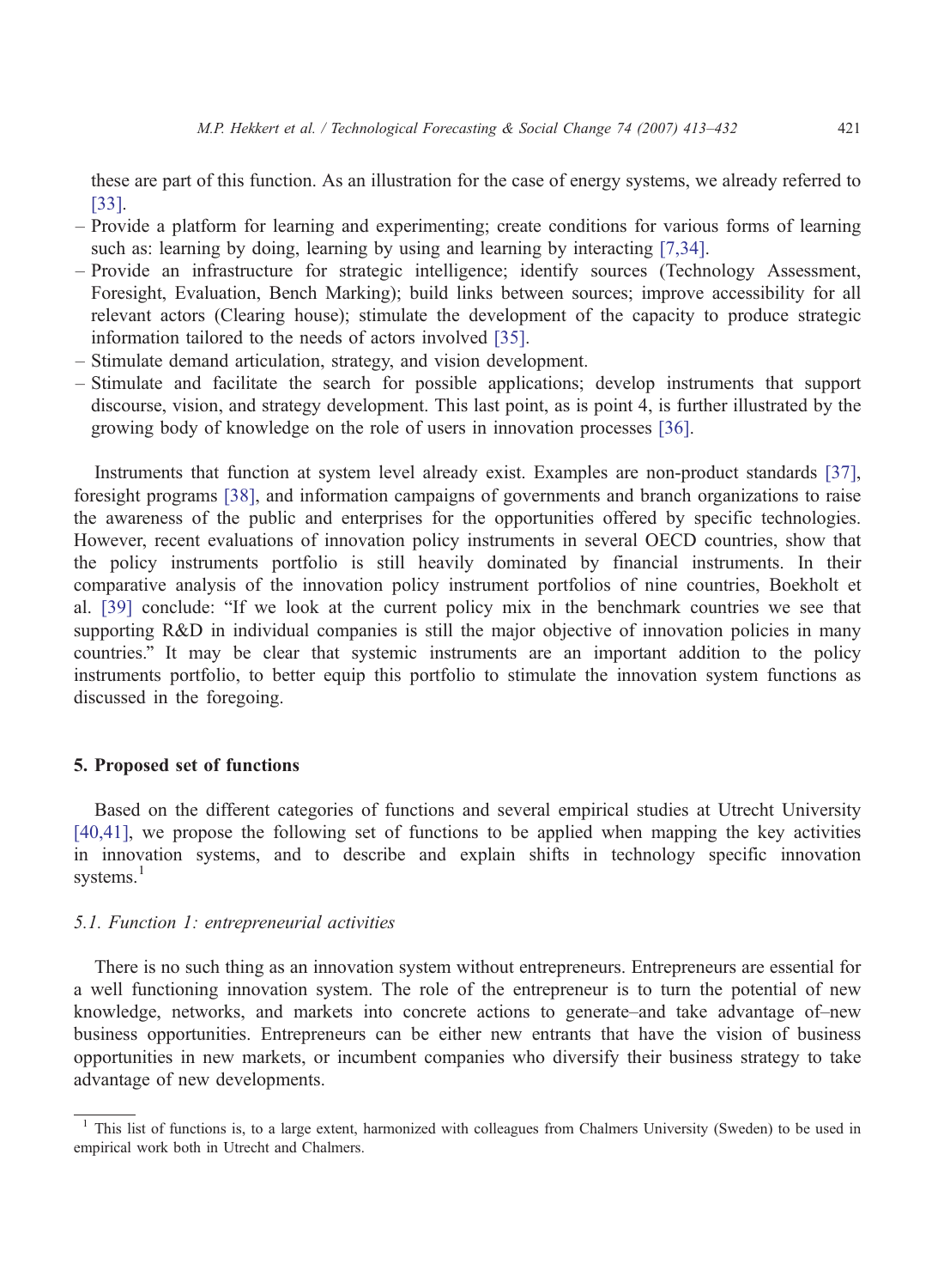these are part of this function. As an illustration for the case of energy systems, we already referred to [33].

- Provide a platform for learning and experimenting; create conditions for various forms of learning such as: learning by doing, learning by using and learning by interacting [7,34].
- Provide an infrastructure for strategic intelligence; identify sources (Technology Assessment, Foresight, Evaluation, Bench Marking); build links between sources; improve accessibility for all relevant actors (Clearing house); stimulate the development of the capacity to produce strategic information tailored to the needs of actors involved [35].
- Stimulate demand articulation, strategy, and vision development.
- Stimulate and facilitate the search for possible applications; develop instruments that support discourse, vision, and strategy development. This last point, as is point 4, is further illustrated by the growing body of knowledge on the role of users in innovation processes [36].

Instruments that function at system level already exist. Examples are non-product standards [37], foresight programs [38], and information campaigns of governments and branch organizations to raise the awareness of the public and enterprises for the opportunities offered by specific technologies. However, recent evaluations of innovation policy instruments in several OECD countries, show that the policy instruments portfolio is still heavily dominated by financial instruments. In their comparative analysis of the innovation policy instrument portfolios of nine countries, Boekholt et al. [39] conclude: "If we look at the current policy mix in the benchmark countries we see that supporting R&D in individual companies is still the major objective of innovation policies in many countries." It may be clear that systemic instruments are an important addition to the policy instruments portfolio, to better equip this portfolio to stimulate the innovation system functions as discussed in the foregoing.

## 5. Proposed set of functions

Based on the different categories of functions and several empirical studies at Utrecht University [40,41], we propose the following set of functions to be applied when mapping the key activities in innovation systems, and to describe and explain shifts in technology specific innovation systems.[1]

### *5.1. Function 1: entrepreneurial activities*

There is no such thing as an innovation system without entrepreneurs. Entrepreneurs are essential for a well functioning innovation system. The role of the entrepreneur is to turn the potential of new knowledge, networks, and markets into concrete actions to generate–and take advantage of–new business opportunities. Entrepreneurs can be either new entrants that have the vision of business opportunities in new markets, or incumbent companies who diversify their business strategy to take advantage of new developments.

[1] This list of functions is, to a large extent, harmonized with colleagues from Chalmers University (Sweden) to be used in empirical work both in Utrecht and Chalmers.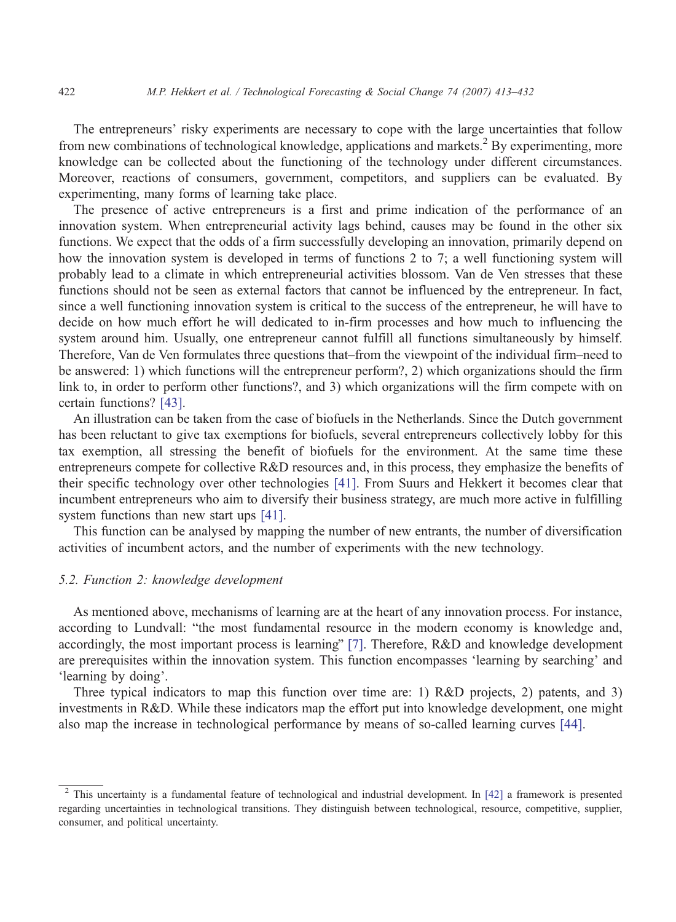The entrepreneurs' risky experiments are necessary to cope with the large uncertainties that follow from new combinations of technological knowledge, applications and markets.[2] By experimenting, more knowledge can be collected about the functioning of the technology under different circumstances. Moreover, reactions of consumers, government, competitors, and suppliers can be evaluated. By experimenting, many forms of learning take place.

The presence of active entrepreneurs is a first and prime indication of the performance of an innovation system. When entrepreneurial activity lags behind, causes may be found in the other six functions. We expect that the odds of a firm successfully developing an innovation, primarily depend on how the innovation system is developed in terms of functions 2 to 7; a well functioning system will probably lead to a climate in which entrepreneurial activities blossom. Van de Ven stresses that these functions should not be seen as external factors that cannot be influenced by the entrepreneur. In fact, since a well functioning innovation system is critical to the success of the entrepreneur, he will have to decide on how much effort he will dedicated to in-firm processes and how much to influencing the system around him. Usually, one entrepreneur cannot fulfill all functions simultaneously by himself. Therefore, Van de Ven formulates three questions that–from the viewpoint of the individual firm–need to be answered: 1) which functions will the entrepreneur perform?, 2) which organizations should the firm link to, in order to perform other functions?, and 3) which organizations will the firm compete with on certain functions? [43].

An illustration can be taken from the case of biofuels in the Netherlands. Since the Dutch government has been reluctant to give tax exemptions for biofuels, several entrepreneurs collectively lobby for this tax exemption, all stressing the benefit of biofuels for the environment. At the same time these entrepreneurs compete for collective R&D resources and, in this process, they emphasize the benefits of their specific technology over other technologies [41]. From Suurs and Hekkert it becomes clear that incumbent entrepreneurs who aim to diversify their business strategy, are much more active in fulfilling system functions than new start ups [41].

This function can be analysed by mapping the number of new entrants, the number of diversification activities of incumbent actors, and the number of experiments with the new technology.

### *5.2. Function 2: knowledge development*

As mentioned above, mechanisms of learning are at the heart of any innovation process. For instance, according to Lundvall: "the most fundamental resource in the modern economy is knowledge and, accordingly, the most important process is learning" [7]. Therefore, R&D and knowledge development are prerequisites within the innovation system. This function encompasses 'learning by searching' and 'learning by doing'.

Three typical indicators to map this function over time are: 1) R&D projects, 2) patents, and 3) investments in R&D. While these indicators map the effort put into knowledge development, one might also map the increase in technological performance by means of so-called learning curves [44].

---

[2] This uncertainty is a fundamental feature of technological and industrial development. In [42] a framework is presented regarding uncertainties in technological transitions. They distinguish between technological, resource, competitive, supplier, consumer, and political uncertainty.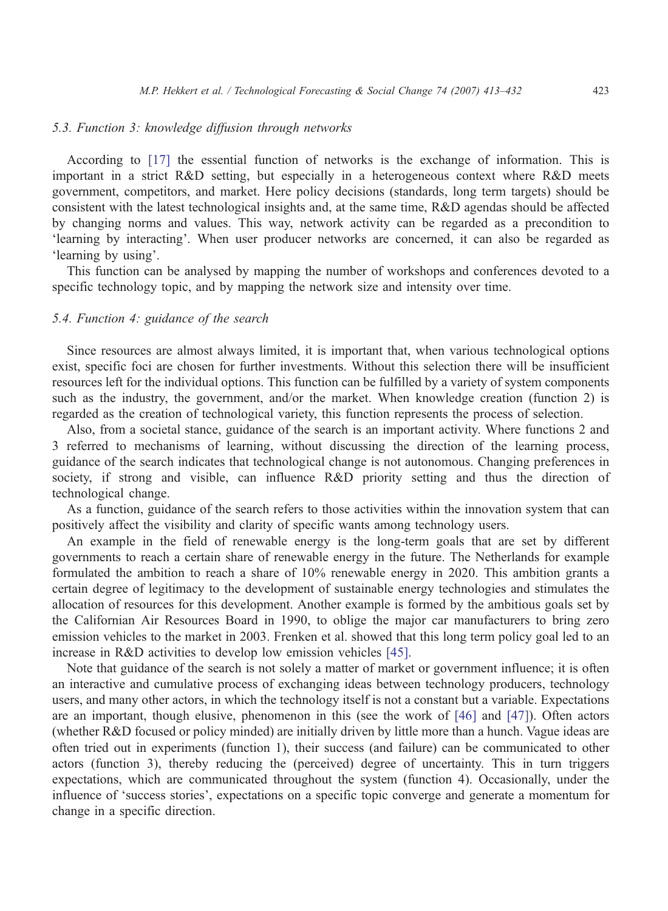### 5.3. Function 3: knowledge diffusion through networks

According to [17] the essential function of networks is the exchange of information. This is important in a strict R&D setting, but especially in a heterogeneous context where R&D meets government, competitors, and market. Here policy decisions (standards, long term targets) should be consistent with the latest technological insights and, at the same time, R&D agendas should be affected by changing norms and values. This way, network activity can be regarded as a precondition to 'learning by interacting'. When user producer networks are concerned, it can also be regarded as 'learning by using'.

This function can be analysed by mapping the number of workshops and conferences devoted to a specific technology topic, and by mapping the network size and intensity over time.

### 5.4. Function 4: guidance of the search

Since resources are almost always limited, it is important that, when various technological options exist, specific foci are chosen for further investments. Without this selection there will be insufficient resources left for the individual options. This function can be fulfilled by a variety of system components such as the industry, the government, and/or the market. When knowledge creation (function 2) is regarded as the creation of technological variety, this function represents the process of selection.

Also, from a societal stance, guidance of the search is an important activity. Where functions 2 and 3 referred to mechanisms of learning, without discussing the direction of the learning process, guidance of the search indicates that technological change is not autonomous. Changing preferences in society, if strong and visible, can influence R&D priority setting and thus the direction of technological change.

As a function, guidance of the search refers to those activities within the innovation system that can positively affect the visibility and clarity of specific wants among technology users.

An example in the field of renewable energy is the long-term goals that are set by different governments to reach a certain share of renewable energy in the future. The Netherlands for example formulated the ambition to reach a share of 10% renewable energy in 2020. This ambition grants a certain degree of legitimacy to the development of sustainable energy technologies and stimulates the allocation of resources for this development. Another example is formed by the ambitious goals set by the Californian Air Resources Board in 1990, to oblige the major car manufacturers to bring zero emission vehicles to the market in 2003. Frenken et al. showed that this long term policy goal led to an increase in R&D activities to develop low emission vehicles [45].

Note that guidance of the search is not solely a matter of market or government influence; it is often an interactive and cumulative process of exchanging ideas between technology producers, technology users, and many other actors, in which the technology itself is not a constant but a variable. Expectations are an important, though elusive, phenomenon in this (see the work of [46] and [47]). Often actors (whether R&D focused or policy minded) are initially driven by little more than a hunch. Vague ideas are often tried out in experiments (function 1), their success (and failure) can be communicated to other actors (function 3), thereby reducing the (perceived) degree of uncertainty. This in turn triggers expectations, which are communicated throughout the system (function 4). Occasionally, under the influence of 'success stories', expectations on a specific topic converge and generate a momentum for change in a specific direction.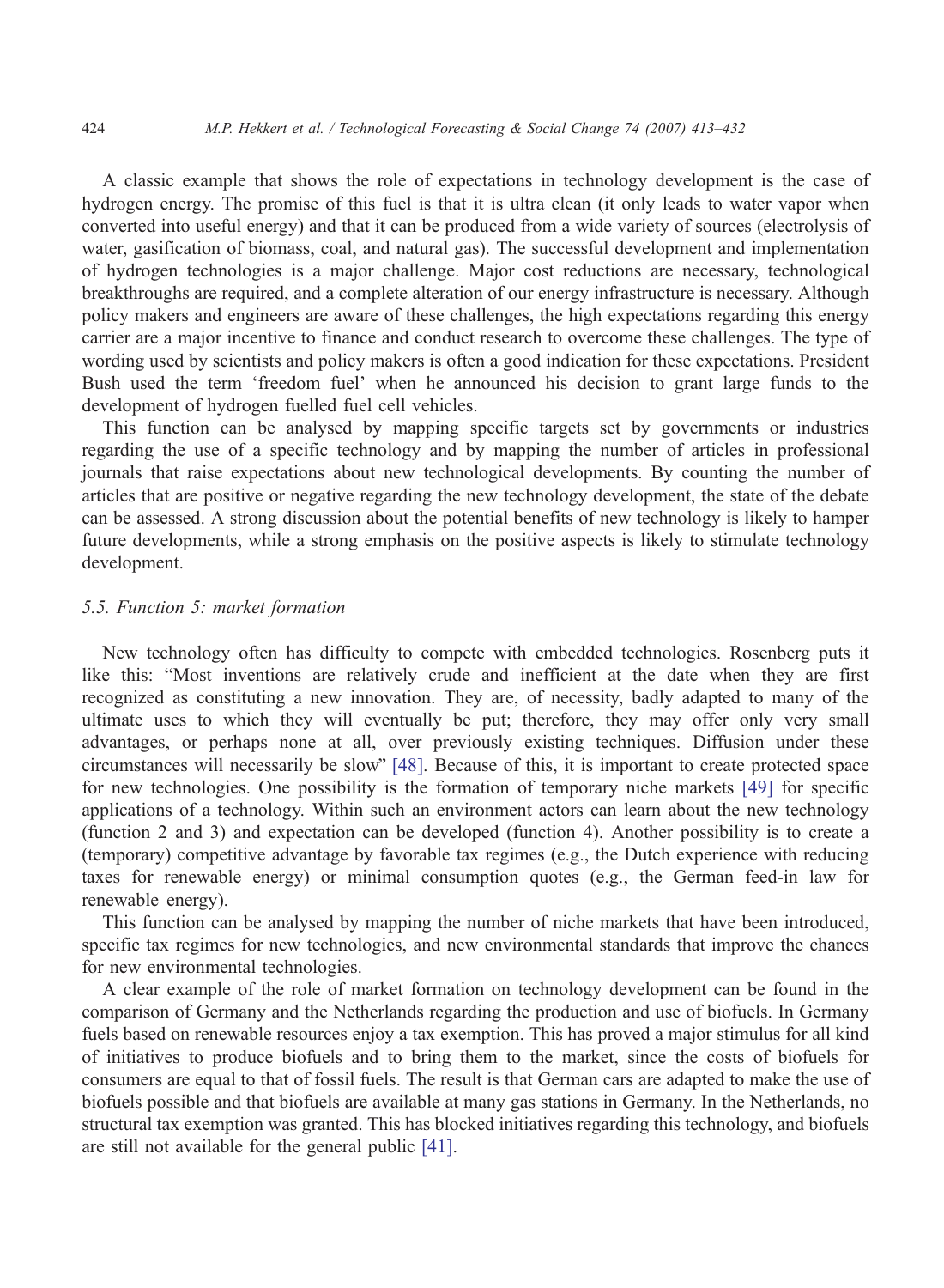A classic example that shows the role of expectations in technology development is the case of hydrogen energy. The promise of this fuel is that it is ultra clean (it only leads to water vapor when converted into useful energy) and that it can be produced from a wide variety of sources (electrolysis of water, gasification of biomass, coal, and natural gas). The successful development and implementation of hydrogen technologies is a major challenge. Major cost reductions are necessary, technological breakthroughs are required, and a complete alteration of our energy infrastructure is necessary. Although policy makers and engineers are aware of these challenges, the high expectations regarding this energy carrier are a major incentive to finance and conduct research to overcome these challenges. The type of wording used by scientists and policy makers is often a good indication for these expectations. President Bush used the term 'freedom fuel' when he announced his decision to grant large funds to the development of hydrogen fuelled fuel cell vehicles.

This function can be analysed by mapping specific targets set by governments or industries regarding the use of a specific technology and by mapping the number of articles in professional journals that raise expectations about new technological developments. By counting the number of articles that are positive or negative regarding the new technology development, the state of the debate can be assessed. A strong discussion about the potential benefits of new technology is likely to hamper future developments, while a strong emphasis on the positive aspects is likely to stimulate technology development.

### *5.5. Function 5: market formation*

New technology often has difficulty to compete with embedded technologies. Rosenberg puts it like this: "Most inventions are relatively crude and inefficient at the date when they are first recognized as constituting a new innovation. They are, of necessity, badly adapted to many of the ultimate uses to which they will eventually be put; therefore, they may offer only very small advantages, or perhaps none at all, over previously existing techniques. Diffusion under these circumstances will necessarily be slow" [48]. Because of this, it is important to create protected space for new technologies. One possibility is the formation of temporary niche markets [49] for specific applications of a technology. Within such an environment actors can learn about the new technology (function 2 and 3) and expectation can be developed (function 4). Another possibility is to create a (temporary) competitive advantage by favorable tax regimes (e.g., the Dutch experience with reducing taxes for renewable energy) or minimal consumption quotes (e.g., the German feed-in law for renewable energy).

This function can be analysed by mapping the number of niche markets that have been introduced, specific tax regimes for new technologies, and new environmental standards that improve the chances for new environmental technologies.

A clear example of the role of market formation on technology development can be found in the comparison of Germany and the Netherlands regarding the production and use of biofuels. In Germany fuels based on renewable resources enjoy a tax exemption. This has proved a major stimulus for all kind of initiatives to produce biofuels and to bring them to the market, since the costs of biofuels for consumers are equal to that of fossil fuels. The result is that German cars are adapted to make the use of biofuels possible and that biofuels are available at many gas stations in Germany. In the Netherlands, no structural tax exemption was granted. This has blocked initiatives regarding this technology, and biofuels are still not available for the general public [41].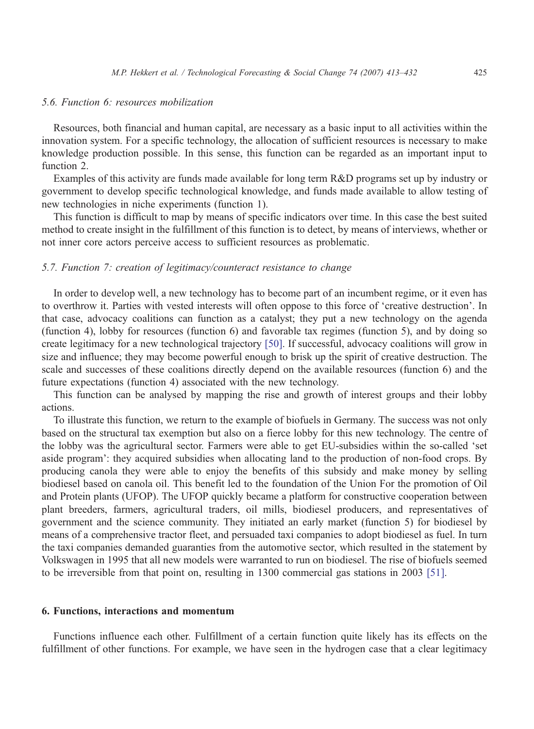### 5.6. Function 6: resources mobilization

Resources, both financial and human capital, are necessary as a basic input to all activities within the innovation system. For a specific technology, the allocation of sufficient resources is necessary to make knowledge production possible. In this sense, this function can be regarded as an important input to function 2.

Examples of this activity are funds made available for long term R&D programs set up by industry or government to develop specific technological knowledge, and funds made available to allow testing of new technologies in niche experiments (function 1).

This function is difficult to map by means of specific indicators over time. In this case the best suited method to create insight in the fulfillment of this function is to detect, by means of interviews, whether or not inner core actors perceive access to sufficient resources as problematic.

### 5.7. Function 7: creation of legitimacy/counteract resistance to change

In order to develop well, a new technology has to become part of an incumbent regime, or it even has to overthrow it. Parties with vested interests will often oppose to this force of 'creative destruction'. In that case, advocacy coalitions can function as a catalyst; they put a new technology on the agenda (function 4), lobby for resources (function 6) and favorable tax regimes (function 5), and by doing so create legitimacy for a new technological trajectory [50]. If successful, advocacy coalitions will grow in size and influence; they may become powerful enough to brisk up the spirit of creative destruction. The scale and successes of these coalitions directly depend on the available resources (function 6) and the future expectations (function 4) associated with the new technology.

This function can be analysed by mapping the rise and growth of interest groups and their lobby actions.

To illustrate this function, we return to the example of biofuels in Germany. The success was not only based on the structural tax exemption but also on a fierce lobby for this new technology. The centre of the lobby was the agricultural sector. Farmers were able to get EU-subsidies within the so-called 'set aside program': they acquired subsidies when allocating land to the production of non-food crops. By producing canola they were able to enjoy the benefits of this subsidy and make money by selling biodiesel based on canola oil. This benefit led to the foundation of the Union For the promotion of Oil and Protein plants (UFOP). The UFOP quickly became a platform for constructive cooperation between plant breeders, farmers, agricultural traders, oil mills, biodiesel producers, and representatives of government and the science community. They initiated an early market (function 5) for biodiesel by means of a comprehensive tractor fleet, and persuaded taxi companies to adopt biodiesel as fuel. In turn the taxi companies demanded guaranties from the automotive sector, which resulted in the statement by Volkswagen in 1995 that all new models were warranted to run on biodiesel. The rise of biofuels seemed to be irreversible from that point on, resulting in 1300 commercial gas stations in 2003 [51].

## 6. Functions, interactions and momentum

Functions influence each other. Fulfillment of a certain function quite likely has its effects on the fulfillment of other functions. For example, we have seen in the hydrogen case that a clear legitimacy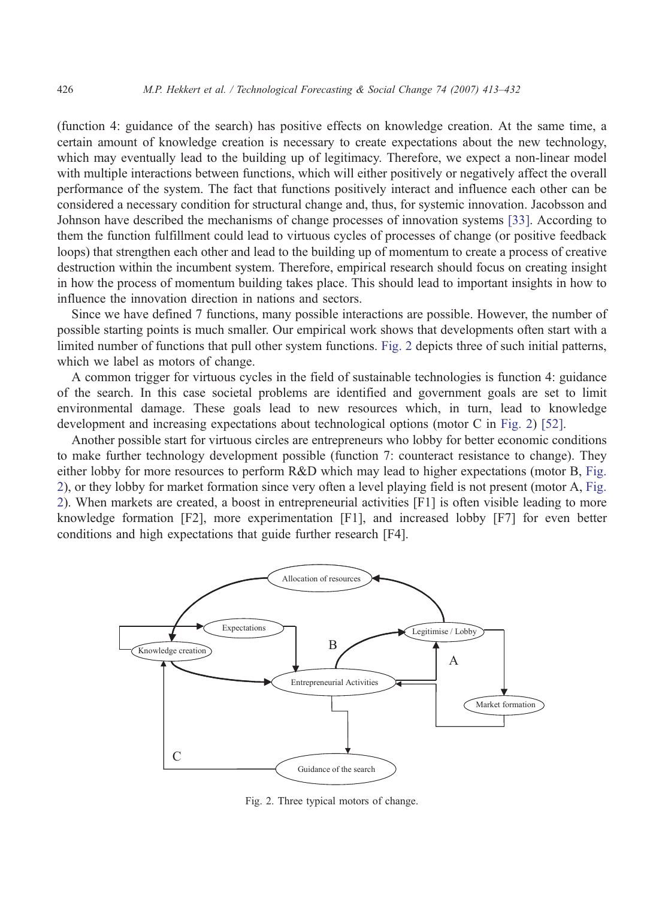(function 4: guidance of the search) has positive effects on knowledge creation. At the same time, a certain amount of knowledge creation is necessary to create expectations about the new technology, which may eventually lead to the building up of legitimacy. Therefore, we expect a non-linear model with multiple interactions between functions, which will either positively or negatively affect the overall performance of the system. The fact that functions positively interact and influence each other can be considered a necessary condition for structural change and, thus, for systemic innovation. Jacobsson and Johnson have described the mechanisms of change processes of innovation systems [33]. According to them the function fulfillment could lead to virtuous cycles of processes of change (or positive feedback loops) that strengthen each other and lead to the building up of momentum to create a process of creative destruction within the incumbent system. Therefore, empirical research should focus on creating insight in how the process of momentum building takes place. This should lead to important insights in how to influence the innovation direction in nations and sectors.

Since we have defined 7 functions, many possible interactions are possible. However, the number of possible starting points is much smaller. Our empirical work shows that developments often start with a limited number of functions that pull other system functions. Fig. 2 depicts three of such initial patterns, which we label as motors of change.

A common trigger for virtuous cycles in the field of sustainable technologies is function 4: guidance of the search. In this case societal problems are identified and government goals are set to limit environmental damage. These goals lead to new resources which, in turn, lead to knowledge development and increasing expectations about technological options (motor C in Fig. 2) [52].

Another possible start for virtuous circles are entrepreneurs who lobby for better economic conditions to make further technology development possible (function 7: counteract resistance to change). They either lobby for more resources to perform R&D which may lead to higher expectations (motor B, Fig. 2), or they lobby for market formation since very often a level playing field is not present (motor A, Fig. 2). When markets are created, a boost in entrepreneurial activities [F1] is often visible leading to more knowledge formation [F2], more experimentation [F1], and increased lobby [F7] for even better conditions and high expectations that guide further research [F4].

Allocation of resources
Expectations
Legitimise / Lobby
Knowledge creation
B
A
Entrepreneurial Activities
Market formation
C
Guidance of the search

Fig. 2. Three typical motors of change.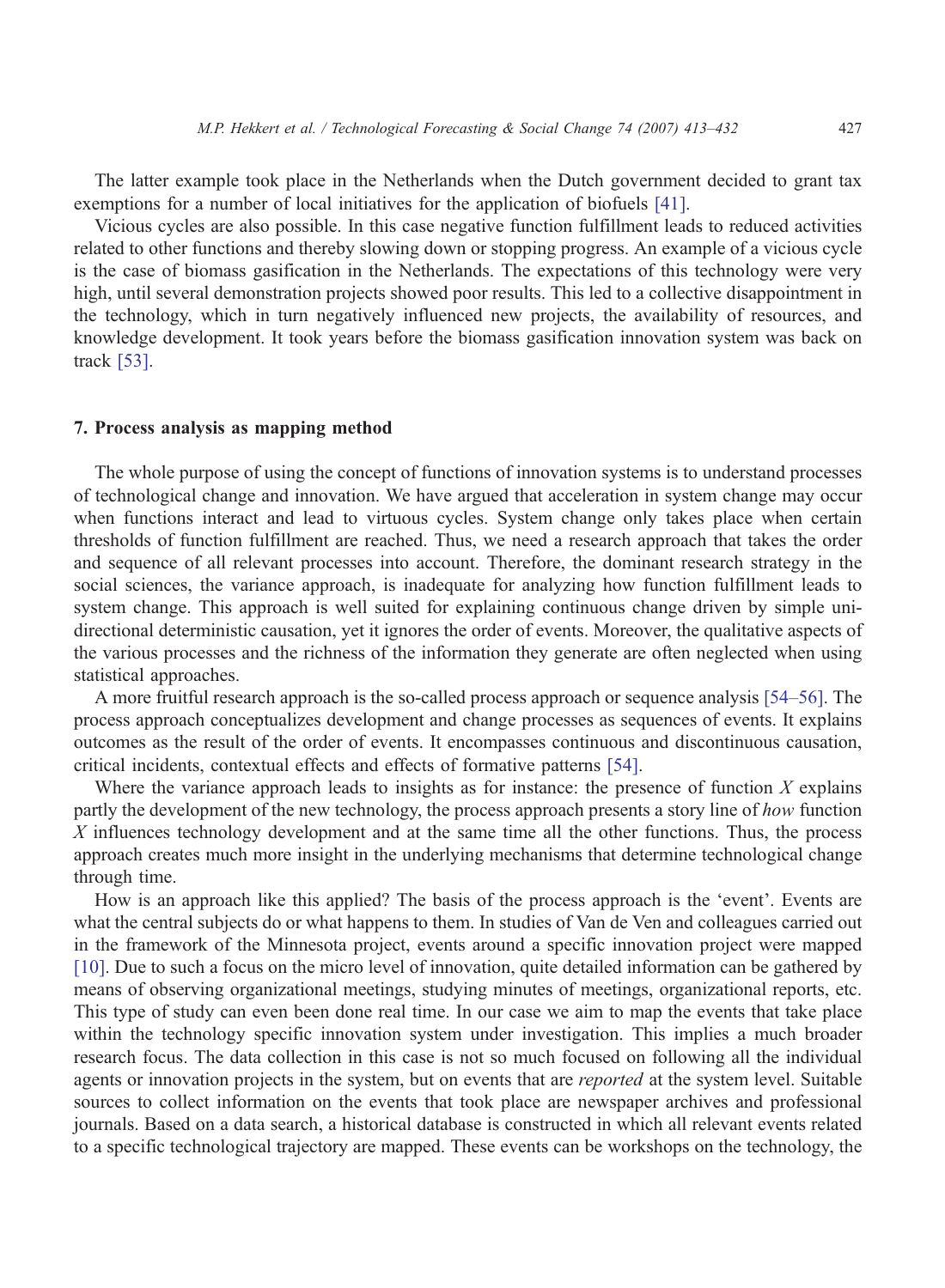The latter example took place in the Netherlands when the Dutch government decided to grant tax exemptions for a number of local initiatives for the application of biofuels [41].

Vicious cycles are also possible. In this case negative function fulfillment leads to reduced activities related to other functions and thereby slowing down or stopping progress. An example of a vicious cycle is the case of biomass gasification in the Netherlands. The expectations of this technology were very high, until several demonstration projects showed poor results. This led to a collective disappointment in the technology, which in turn negatively influenced new projects, the availability of resources, and knowledge development. It took years before the biomass gasification innovation system was back on track [53].

## 7. Process analysis as mapping method

The whole purpose of using the concept of functions of innovation systems is to understand processes of technological change and innovation. We have argued that acceleration in system change may occur when functions interact and lead to virtuous cycles. System change only takes place when certain thresholds of function fulfillment are reached. Thus, we need a research approach that takes the order and sequence of all relevant processes into account. Therefore, the dominant research strategy in the social sciences, the variance approach, is inadequate for analyzing how function fulfillment leads to system change. This approach is well suited for explaining continuous change driven by simple uni-directional deterministic causation, yet it ignores the order of events. Moreover, the qualitative aspects of the various processes and the richness of the information they generate are often neglected when using statistical approaches.

A more fruitful research approach is the so-called process approach or sequence analysis [54–56]. The process approach conceptualizes development and change processes as sequences of events. It explains outcomes as the result of the order of events. It encompasses continuous and discontinuous causation, critical incidents, contextual effects and effects of formative patterns [54].

Where the variance approach leads to insights as for instance: the presence of function $X$ explains partly the development of the new technology, the process approach presents a story line of *how* function $X$ influences technology development and at the same time all the other functions. Thus, the process approach creates much more insight in the underlying mechanisms that determine technological change through time.

How is an approach like this applied? The basis of the process approach is the 'event'. Events are what the central subjects do or what happens to them. In studies of Van de Ven and colleagues carried out in the framework of the Minnesota project, events around a specific innovation project were mapped [10]. Due to such a focus on the micro level of innovation, quite detailed information can be gathered by means of observing organizational meetings, studying minutes of meetings, organizational reports, etc. This type of study can even been done real time. In our case we aim to map the events that take place within the technology specific innovation system under investigation. This implies a much broader research focus. The data collection in this case is not so much focused on following all the individual agents or innovation projects in the system, but on events that are *reported* at the system level. Suitable sources to collect information on the events that took place are newspaper archives and professional journals. Based on a data search, a historical database is constructed in which all relevant events related to a specific technological trajectory are mapped. These events can be workshops on the technology, the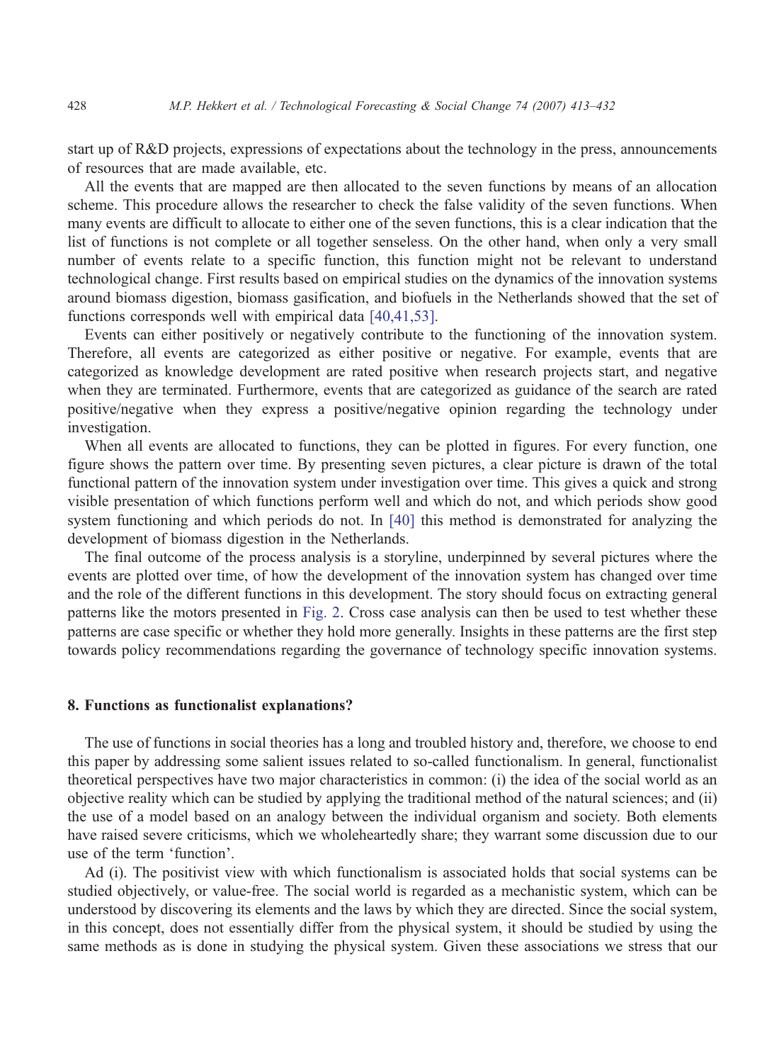start up of R&D projects, expressions of expectations about the technology in the press, announcements of resources that are made available, etc.

All the events that are mapped are then allocated to the seven functions by means of an allocation scheme. This procedure allows the researcher to check the false validity of the seven functions. When many events are difficult to allocate to either one of the seven functions, this is a clear indication that the list of functions is not complete or all together senseless. On the other hand, when only a very small number of events relate to a specific function, this function might not be relevant to understand technological change. First results based on empirical studies on the dynamics of the innovation systems around biomass digestion, biomass gasification, and biofuels in the Netherlands showed that the set of functions corresponds well with empirical data [40,41,53].

Events can either positively or negatively contribute to the functioning of the innovation system. Therefore, all events are categorized as either positive or negative. For example, events that are categorized as knowledge development are rated positive when research projects start, and negative when they are terminated. Furthermore, events that are categorized as guidance of the search are rated positive/negative when they express a positive/negative opinion regarding the technology under investigation.

When all events are allocated to functions, they can be plotted in figures. For every function, one figure shows the pattern over time. By presenting seven pictures, a clear picture is drawn of the total functional pattern of the innovation system under investigation over time. This gives a quick and strong visible presentation of which functions perform well and which do not, and which periods show good system functioning and which periods do not. In [40] this method is demonstrated for analyzing the development of biomass digestion in the Netherlands.

The final outcome of the process analysis is a storyline, underpinned by several pictures where the events are plotted over time, of how the development of the innovation system has changed over time and the role of the different functions in this development. The story should focus on extracting general patterns like the motors presented in Fig. 2. Cross case analysis can then be used to test whether these patterns are case specific or whether they hold more generally. Insights in these patterns are the first step towards policy recommendations regarding the governance of technology specific innovation systems.

## 8. Functions as functionalist explanations?

The use of functions in social theories has a long and troubled history and, therefore, we choose to end this paper by addressing some salient issues related to so-called functionalism. In general, functionalist theoretical perspectives have two major characteristics in common: (i) the idea of the social world as an objective reality which can be studied by applying the traditional method of the natural sciences; and (ii) the use of a model based on an analogy between the individual organism and society. Both elements have raised severe criticisms, which we wholeheartedly share; they warrant some discussion due to our use of the term ‘function’.

Ad (i). The positivist view with which functionalism is associated holds that social systems can be studied objectively, or value-free. The social world is regarded as a mechanistic system, which can be understood by discovering its elements and the laws by which they are directed. Since the social system, in this concept, does not essentially differ from the physical system, it should be studied by using the same methods as is done in studying the physical system. Given these associations we stress that our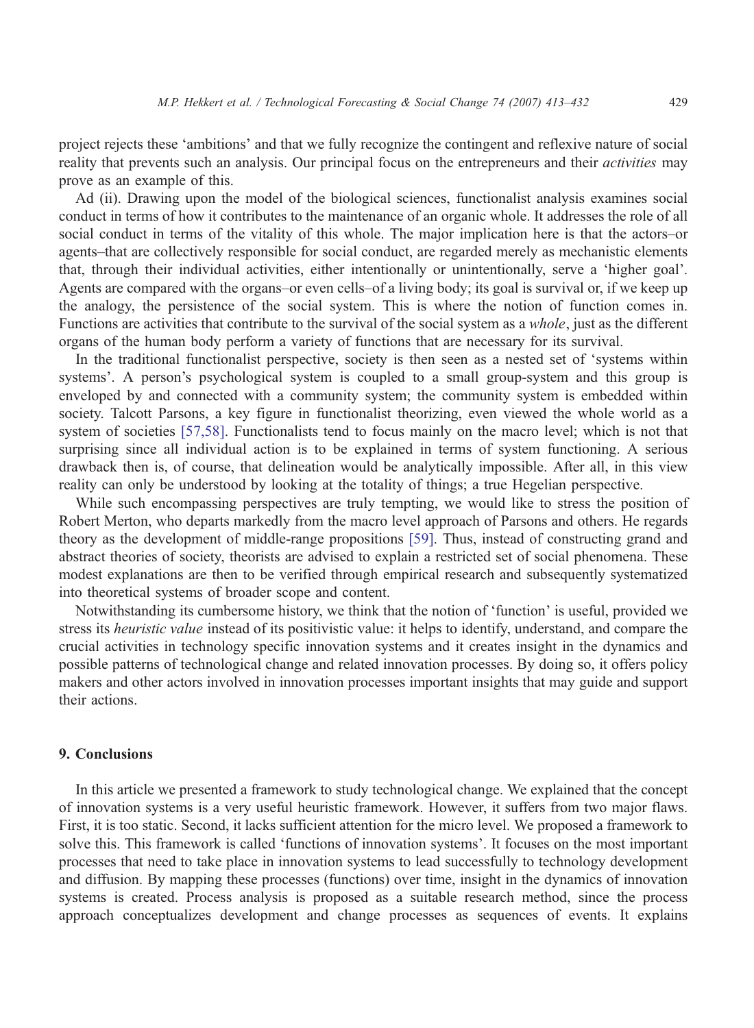project rejects these 'ambitions' and that we fully recognize the contingent and reflexive nature of social reality that prevents such an analysis. Our principal focus on the entrepreneurs and their *activities* may prove as an example of this.

Ad (ii). Drawing upon the model of the biological sciences, functionalist analysis examines social conduct in terms of how it contributes to the maintenance of an organic whole. It addresses the role of all social conduct in terms of the vitality of this whole. The major implication here is that the actors–or agents–that are collectively responsible for social conduct, are regarded merely as mechanistic elements that, through their individual activities, either intentionally or unintentionally, serve a 'higher goal'. Agents are compared with the organs–or even cells–of a living body; its goal is survival or, if we keep up the analogy, the persistence of the social system. This is where the notion of function comes in. Functions are activities that contribute to the survival of the social system as a *whole*, just as the different organs of the human body perform a variety of functions that are necessary for its survival.

In the traditional functionalist perspective, society is then seen as a nested set of 'systems within systems'. A person's psychological system is coupled to a small group-system and this group is enveloped by and connected with a community system; the community system is embedded within society. Talcott Parsons, a key figure in functionalist theorizing, even viewed the whole world as a system of societies [57,58]. Functionalists tend to focus mainly on the macro level; which is not that surprising since all individual action is to be explained in terms of system functioning. A serious drawback then is, of course, that delineation would be analytically impossible. After all, in this view reality can only be understood by looking at the totality of things; a true Hegelian perspective.

While such encompassing perspectives are truly tempting, we would like to stress the position of Robert Merton, who departs markedly from the macro level approach of Parsons and others. He regards theory as the development of middle-range propositions [59]. Thus, instead of constructing grand and abstract theories of society, theorists are advised to explain a restricted set of social phenomena. These modest explanations are then to be verified through empirical research and subsequently systematized into theoretical systems of broader scope and content.

Notwithstanding its cumbersome history, we think that the notion of 'function' is useful, provided we stress its *heuristic value* instead of its positivistic value: it helps to identify, understand, and compare the crucial activities in technology specific innovation systems and it creates insight in the dynamics and possible patterns of technological change and related innovation processes. By doing so, it offers policy makers and other actors involved in innovation processes important insights that may guide and support their actions.

## 9. Conclusions

In this article we presented a framework to study technological change. We explained that the concept of innovation systems is a very useful heuristic framework. However, it suffers from two major flaws. First, it is too static. Second, it lacks sufficient attention for the micro level. We proposed a framework to solve this. This framework is called 'functions of innovation systems'. It focuses on the most important processes that need to take place in innovation systems to lead successfully to technology development and diffusion. By mapping these processes (functions) over time, insight in the dynamics of innovation systems is created. Process analysis is proposed as a suitable research method, since the process approach conceptualizes development and change processes as sequences of events. It explains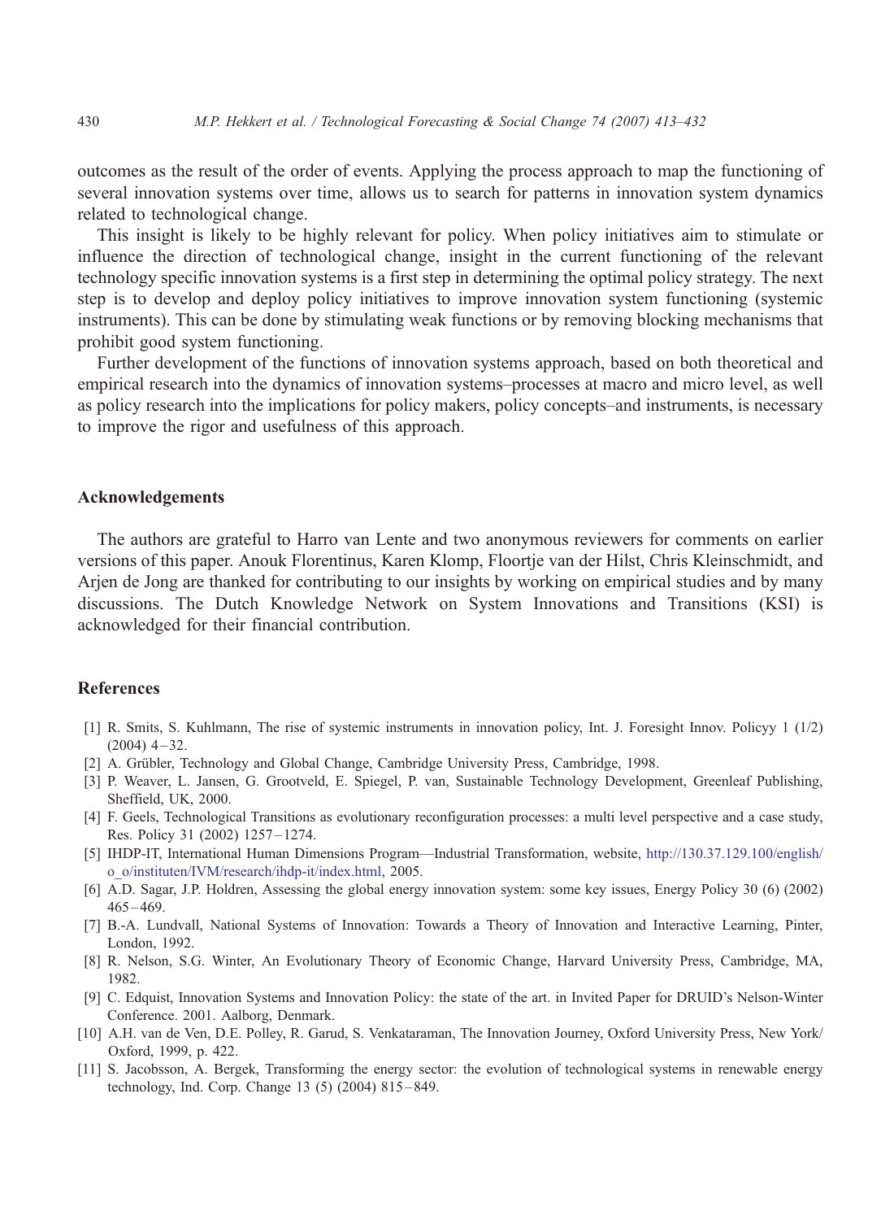outcomes as the result of the order of events. Applying the process approach to map the functioning of several innovation systems over time, allows us to search for patterns in innovation system dynamics related to technological change.

This insight is likely to be highly relevant for policy. When policy initiatives aim to stimulate or influence the direction of technological change, insight in the current functioning of the relevant technology specific innovation systems is a first step in determining the optimal policy strategy. The next step is to develop and deploy policy initiatives to improve innovation system functioning (systemic instruments). This can be done by stimulating weak functions or by removing blocking mechanisms that prohibit good system functioning.

Further development of the functions of innovation systems approach, based on both theoretical and empirical research into the dynamics of innovation systems–processes at macro and micro level, as well as policy research into the implications for policy makers, policy concepts–and instruments, is necessary to improve the rigor and usefulness of this approach.

## Acknowledgements

The authors are grateful to Harro van Lente and two anonymous reviewers for comments on earlier versions of this paper. Anouk Florentinus, Karen Klomp, Floortje van der Hilst, Chris Kleinschmidt, and Arjen de Jong are thanked for contributing to our insights by working on empirical studies and by many discussions. The Dutch Knowledge Network on System Innovations and Transitions (KSI) is acknowledged for their financial contribution.

## References

[1] R. Smits, S. Kuhlmann, The rise of systemic instruments in innovation policy, Int. J. Foresight Innov. Policyy 1 (1/2) (2004) 4–32.

[2] A. Grübler, Technology and Global Change, Cambridge University Press, Cambridge, 1998.

[3] P. Weaver, L. Jansen, G. Grootveld, E. Spiegel, P. van, Sustainable Technology Development, Greenleaf Publishing, Sheffield, UK, 2000.

[4] F. Geels, Technological Transitions as evolutionary reconfiguration processes: a multi level perspective and a case study, Res. Policy 31 (2002) 1257–1274.

[5] IHDP-IT, International Human Dimensions Program—Industrial Transformation, website, http://130.37.129.100/english/o_o/instituten/IVM/research/ihdp-it/index.html, 2005.

[6] A.D. Sagar, J.P. Holdren, Assessing the global energy innovation system: some key issues, Energy Policy 30 (6) (2002) 465–469.

[7] B.-A. Lundvall, National Systems of Innovation: Towards a Theory of Innovation and Interactive Learning, Pinter, London, 1992.

[8] R. Nelson, S.G. Winter, An Evolutionary Theory of Economic Change, Harvard University Press, Cambridge, MA, 1982.

[9] C. Edquist, Innovation Systems and Innovation Policy: the state of the art. in Invited Paper for DRUID's Nelson-Winter Conference. 2001. Aalborg, Denmark.

[10] A.H. van de Ven, D.E. Polley, R. Garud, S. Venkataraman, The Innovation Journey, Oxford University Press, New York/Oxford, 1999, p. 422.

[11] S. Jacobsson, A. Bergek, Transforming the energy sector: the evolution of technological systems in renewable energy technology, Ind. Corp. Change 13 (5) (2004) 815–849.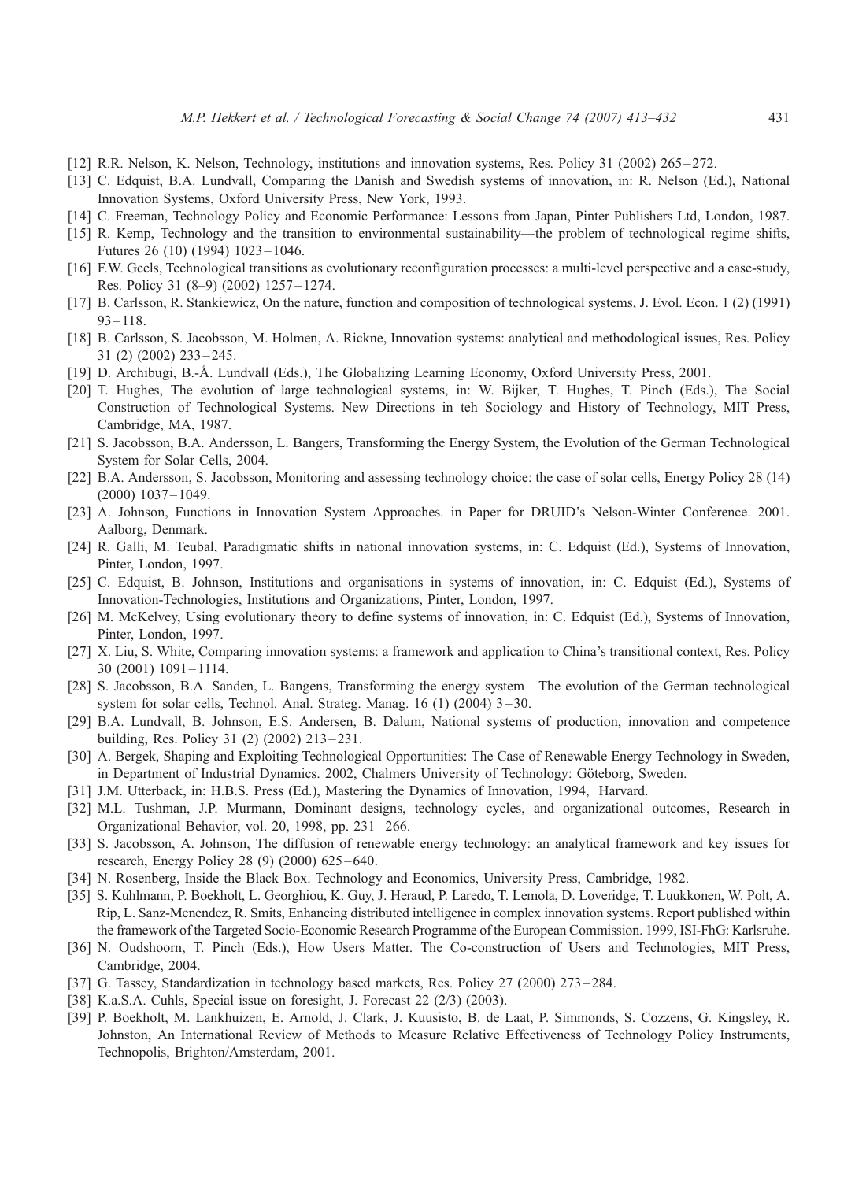[12] R.R. Nelson, K. Nelson, Technology, institutions and innovation systems, Res. Policy 31 (2002) 265–272.

[13] C. Edquist, B.A. Lundvall, Comparing the Danish and Swedish systems of innovation, in: R. Nelson (Ed.), National Innovation Systems, Oxford University Press, New York, 1993.

[14] C. Freeman, Technology Policy and Economic Performance: Lessons from Japan, Pinter Publishers Ltd, London, 1987.

[15] R. Kemp, Technology and the transition to environmental sustainability—the problem of technological regime shifts, Futures 26 (10) (1994) 1023–1046.

[16] F.W. Geels, Technological transitions as evolutionary reconfiguration processes: a multi-level perspective and a case-study, Res. Policy 31 (8–9) (2002) 1257–1274.

[17] B. Carlsson, R. Stankiewicz, On the nature, function and composition of technological systems, J. Evol. Econ. 1 (2) (1991) 93–118.

[18] B. Carlsson, S. Jacobsson, M. Holmen, A. Rickne, Innovation systems: analytical and methodological issues, Res. Policy 31 (2) (2002) 233–245.

[19] D. Archibugi, B.-Å. Lundvall (Eds.), The Globalizing Learning Economy, Oxford University Press, 2001.

[20] T. Hughes, The evolution of large technological systems, in: W. Bijker, T. Hughes, T. Pinch (Eds.), The Social Construction of Technological Systems. New Directions in teh Sociology and History of Technology, MIT Press, Cambridge, MA, 1987.

[21] S. Jacobsson, B.A. Andersson, L. Bangers, Transforming the Energy System, the Evolution of the German Technological System for Solar Cells, 2004.

[22] B.A. Andersson, S. Jacobsson, Monitoring and assessing technology choice: the case of solar cells, Energy Policy 28 (14) (2000) 1037–1049.

[23] A. Johnson, Functions in Innovation System Approaches. in Paper for DRUID's Nelson-Winter Conference. 2001. Aalborg, Denmark.

[24] R. Galli, M. Teubal, Paradigmatic shifts in national innovation systems, in: C. Edquist (Ed.), Systems of Innovation, Pinter, London, 1997.

[25] C. Edquist, B. Johnson, Institutions and organisations in systems of innovation, in: C. Edquist (Ed.), Systems of Innovation-Technologies, Institutions and Organizations, Pinter, London, 1997.

[26] M. McKelvey, Using evolutionary theory to define systems of innovation, in: C. Edquist (Ed.), Systems of Innovation, Pinter, London, 1997.

[27] X. Liu, S. White, Comparing innovation systems: a framework and application to China's transitional context, Res. Policy 30 (2001) 1091–1114.

[28] S. Jacobsson, B.A. Sanden, L. Bangens, Transforming the energy system—The evolution of the German technological system for solar cells, Technol. Anal. Strateg. Manag. 16 (1) (2004) 3–30.

[29] B.A. Lundvall, B. Johnson, E.S. Andersen, B. Dalum, National systems of production, innovation and competence building, Res. Policy 31 (2) (2002) 213–231.

[30] A. Bergek, Shaping and Exploiting Technological Opportunities: The Case of Renewable Energy Technology in Sweden, in Department of Industrial Dynamics. 2002, Chalmers University of Technology: Göteborg, Sweden.

[31] J.M. Utterback, in: H.B.S. Press (Ed.), Mastering the Dynamics of Innovation, 1994, Harvard.

[32] M.L. Tushman, J.P. Murmann, Dominant designs, technology cycles, and organizational outcomes, Research in Organizational Behavior, vol. 20, 1998, pp. 231–266.

[33] S. Jacobsson, A. Johnson, The diffusion of renewable energy technology: an analytical framework and key issues for research, Energy Policy 28 (9) (2000) 625–640.

[34] N. Rosenberg, Inside the Black Box. Technology and Economics, University Press, Cambridge, 1982.

[35] S. Kuhlmann, P. Boekholt, L. Georghiou, K. Guy, J. Heraud, P. Laredo, T. Lemola, D. Loveridge, T. Luukkonen, W. Polt, A. Rip, L. Sanz-Menendez, R. Smits, Enhancing distributed intelligence in complex innovation systems. Report published within the framework of the Targeted Socio-Economic Research Programme of the European Commission. 1999, ISI-FhG: Karlsruhe.

[36] N. Oudshoorn, T. Pinch (Eds.), How Users Matter. The Co-construction of Users and Technologies, MIT Press, Cambridge, 2004.

[37] G. Tassey, Standardization in technology based markets, Res. Policy 27 (2000) 273–284.

[38] K.a.S.A. Cuhls, Special issue on foresight, J. Forecast 22 (2/3) (2003).

[39] P. Boekholt, M. Lankhuizen, E. Arnold, J. Clark, J. Kuusisto, B. de Laat, P. Simmonds, S. Cozzens, G. Kingsley, R. Johnston, An International Review of Methods to Measure Relative Effectiveness of Technology Policy Instruments, Technopolis, Brighton/Amsterdam, 2001.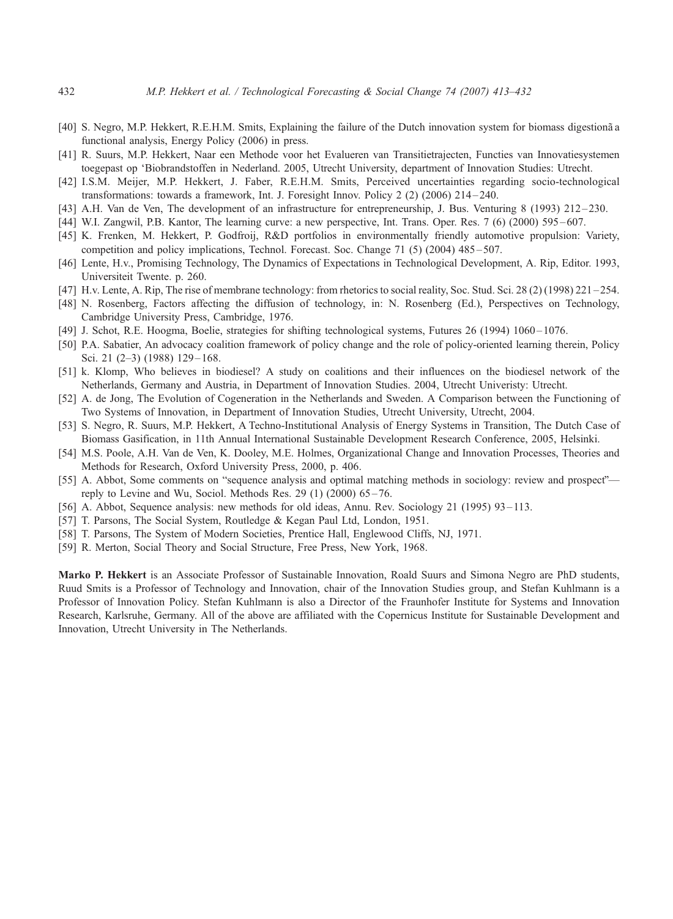[40] S. Negro, M.P. Hekkert, R.E.H.M. Smits, Explaining the failure of the Dutch innovation system for biomass digestionã a functional analysis, Energy Policy (2006) in press.

[41] R. Suurs, M.P. Hekkert, Naar een Methode voor het Evalueren van Transitietrajecten, Functies van Innovatiesystemen toegepast op 'Biobrandstoffen in Nederland. 2005, Utrecht University, department of Innovation Studies: Utrecht.

[42] I.S.M. Meijer, M.P. Hekkert, J. Faber, R.E.H.M. Smits, Perceived uncertainties regarding socio-technological transformations: towards a framework, Int. J. Foresight Innov. Policy 2 (2) (2006) 214–240.

[43] A.H. Van de Ven, The development of an infrastructure for entrepreneurship, J. Bus. Venturing 8 (1993) 212–230.

[44] W.I. Zangwil, P.B. Kantor, The learning curve: a new perspective, Int. Trans. Oper. Res. 7 (6) (2000) 595–607.

[45] K. Frenken, M. Hekkert, P. Godfroij, R&D portfolios in environmentally friendly automotive propulsion: Variety, competition and policy implications, Technol. Forecast. Soc. Change 71 (5) (2004) 485–507.

[46] Lente, H.v., Promising Technology, The Dynamics of Expectations in Technological Development, A. Rip, Editor. 1993, Universiteit Twente. p. 260.

[47] H.v. Lente, A. Rip, The rise of membrane technology: from rhetorics to social reality, Soc. Stud. Sci. 28 (2) (1998) 221–254.

[48] N. Rosenberg, Factors affecting the diffusion of technology, in: N. Rosenberg (Ed.), Perspectives on Technology, Cambridge University Press, Cambridge, 1976.

[49] J. Schot, R.E. Hoogma, Boelie, strategies for shifting technological systems, Futures 26 (1994) 1060–1076.

[50] P.A. Sabatier, An advocacy coalition framework of policy change and the role of policy-oriented learning therein, Policy Sci. 21 (2–3) (1988) 129–168.

[51] k. Klomp, Who believes in biodiesel? A study on coalitions and their influences on the biodiesel network of the Netherlands, Germany and Austria, in Department of Innovation Studies. 2004, Utrecht Univeristy: Utrecht.

[52] A. de Jong, The Evolution of Cogeneration in the Netherlands and Sweden. A Comparison between the Functioning of Two Systems of Innovation, in Department of Innovation Studies, Utrecht University, Utrecht, 2004.

[53] S. Negro, R. Suurs, M.P. Hekkert, A Techno-Institutional Analysis of Energy Systems in Transition, The Dutch Case of Biomass Gasification, in 11th Annual International Sustainable Development Research Conference, 2005, Helsinki.

[54] M.S. Poole, A.H. Van de Ven, K. Dooley, M.E. Holmes, Organizational Change and Innovation Processes, Theories and Methods for Research, Oxford University Press, 2000, p. 406.

[55] A. Abbot, Some comments on "sequence analysis and optimal matching methods in sociology: review and prospect"—reply to Levine and Wu, Sociol. Methods Res. 29 (1) (2000) 65–76.

[56] A. Abbot, Sequence analysis: new methods for old ideas, Annu. Rev. Sociology 21 (1995) 93–113.

[57] T. Parsons, The Social System, Routledge & Kegan Paul Ltd, London, 1951.

[58] T. Parsons, The System of Modern Societies, Prentice Hall, Englewood Cliffs, NJ, 1971.

[59] R. Merton, Social Theory and Social Structure, Free Press, New York, 1968.

**Marko P. Hekkert** is an Associate Professor of Sustainable Innovation, Roald Suurs and Simona Negro are PhD students, Ruud Smits is a Professor of Technology and Innovation, chair of the Innovation Studies group, and Stefan Kuhlmann is a Professor of Innovation Policy. Stefan Kuhlmann is also a Director of the Fraunhofer Institute for Systems and Innovation Research, Karlsruhe, Germany. All of the above are affiliated with the Copernicus Institute for Sustainable Development and Innovation, Utrecht University in The Netherlands.